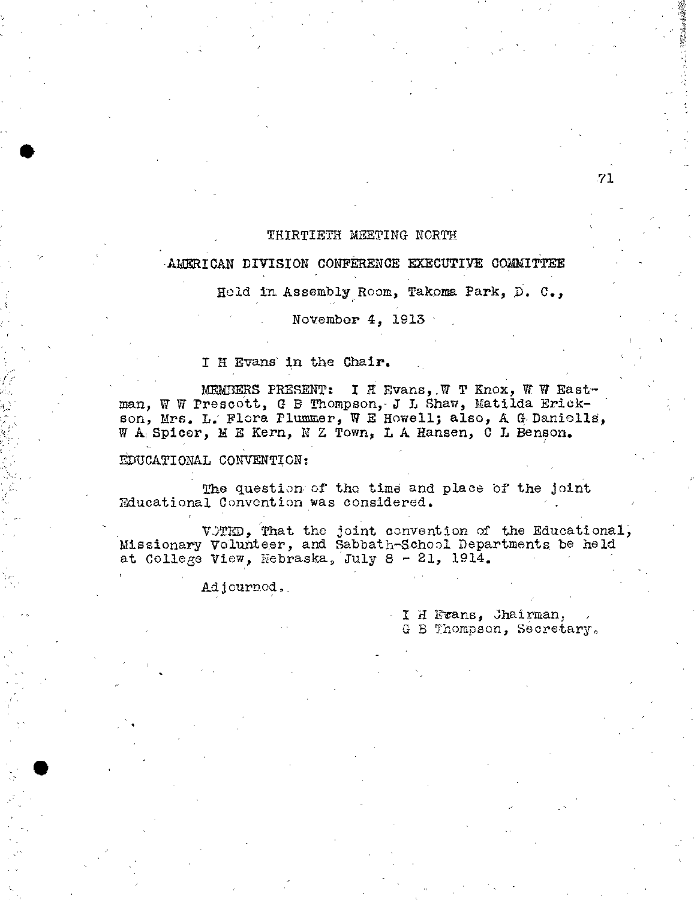THIRTIETH MEETING NORTH

AMERICAN DIVISION CONFERENCE EXECUTIVE COMMITTEE

Held in Assembly Room, Takoma Park, D. C.,

November 4, 1913

I H Evans in the Chair.

MEMBERS PRESENT: I H Evans, W T Knox, W W Eastman, W W Prescott, G B Thompson, J L Shaw, Matilda Erickson, Mrs. L. Flora Plummer, W E Howell; also, A G Daniells, W A Spicer, M E Kern, N Z Town, L A Hansen, C L Benson.

EDUCATIONAL CONVENTION:

The question of the time and place of the joint Educational Convention was considered.

VOTED, That the joint convention of the Educational, Missionary Volunteer, and Sabbath-School Departments be held at College View, Nebraska, July 8 - 21, 1914.

Adjourned.

I H Evans, Chairman,
G B Thompson, Secretary.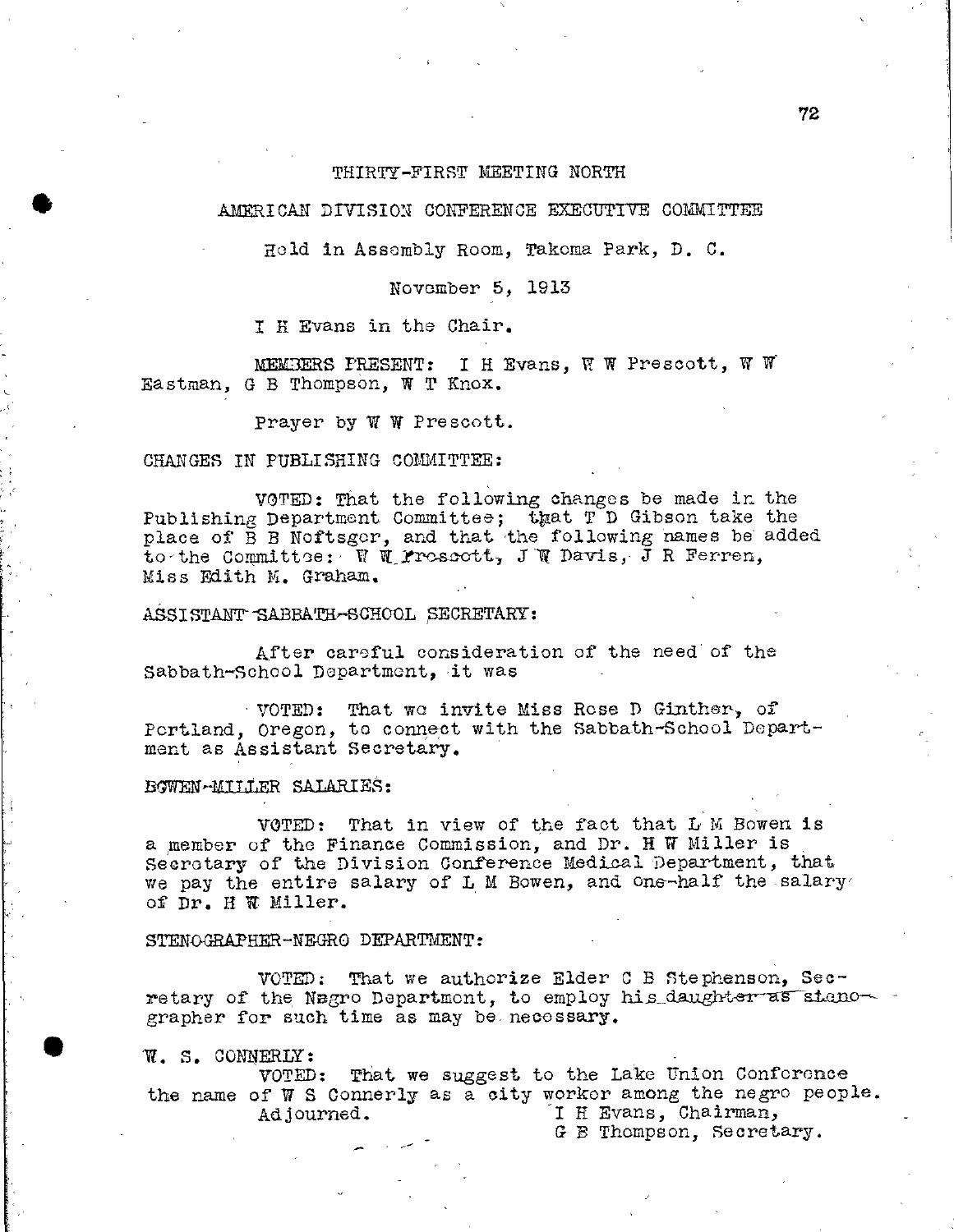THIRTY-FIRST MEETING NORTH

AMERICAN DIVISION CONFERENCE EXECUTIVE COMMITTEE

Held in Assembly Room, Takoma Park, D. C.

November 5, 1913

I H Evans in the Chair.

MEMBERS PRESENT: I H Evans, W W Prescott, W W Eastman, G B Thompson, W T Knox.

Prayer by W W Prescott.

CHANGES IN PUBLISHING COMMITTEE:

VOTED: That the following changes be made in the Publishing Department Committee; that T D Gibson take the place of B B Noftsger, and that the following names be added to the Committee: W W Prescott, J W Davis, J R Ferren, Miss Edith M. Graham.

ASSISTANT SABBATH-SCHOOL SECRETARY:

After careful consideration of the need of the Sabbath-School Department, it was

VOTED: That we invite Miss Rose D Ginther, of Portland, Oregon, to connect with the Sabbath-School Department as Assistant Secretary.

BOWEN-MILLER SALARIES:

VOTED: That in view of the fact that L M Bowen is a member of the Finance Commission, and Dr. H W Miller is Secretary of the Division Conference Medical Department, that we pay the entire salary of L M Bowen, and one-half the salary of Dr. H W Miller.

STENOGRAPHER-NEGRO DEPARTMENT:

VOTED: That we authorize Elder C B Stephenson, Secretary of the Negro Department, to employ his daughter as stenographer for such time as may be necessary.

W. S. CONNERLY:

VOTED: That we suggest to the Lake Union Conference the name of W S Connerly as a city worker among the negro people.

Adjourned.

I H Evans, Chairman,
G B Thompson, Secretary.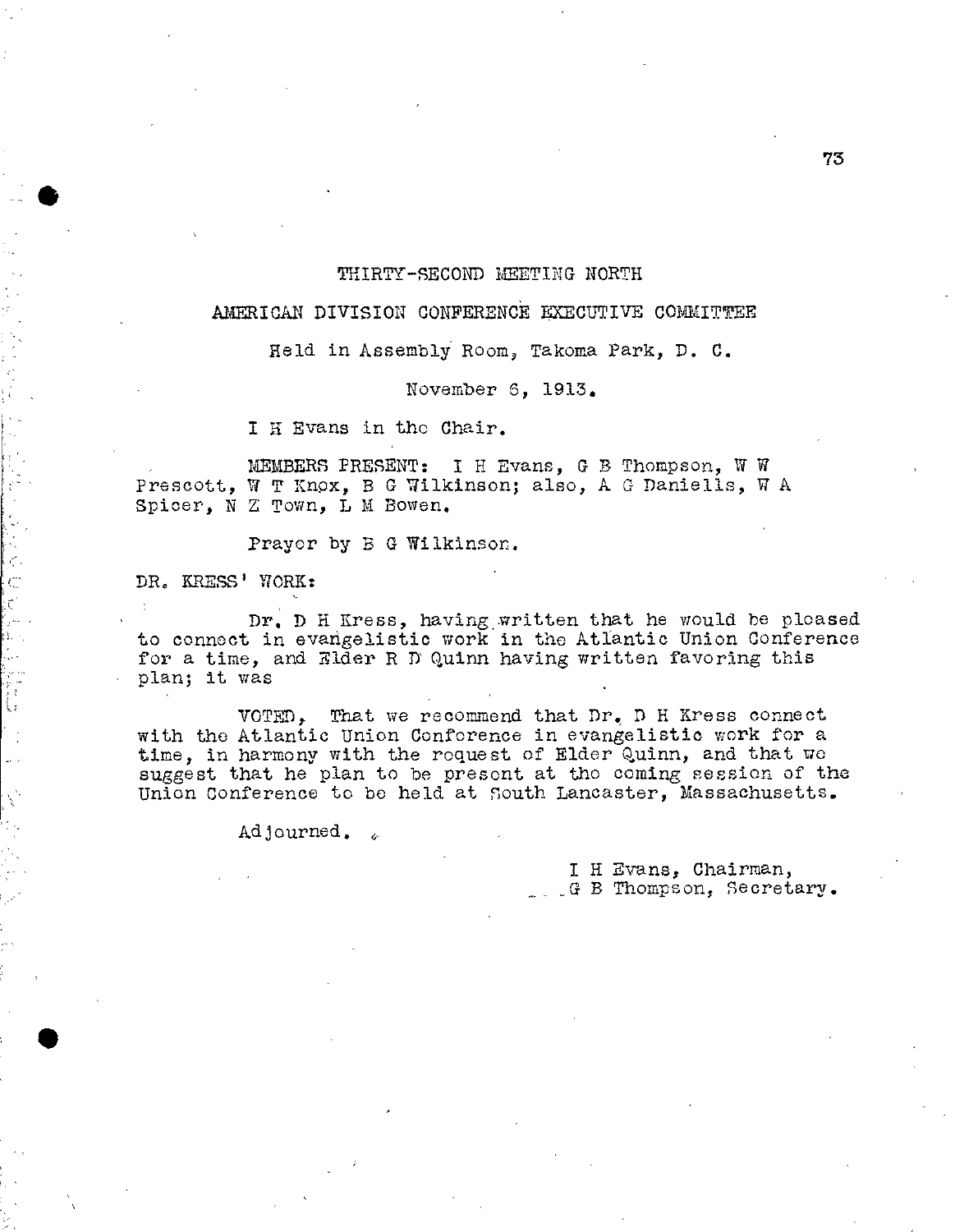THIRTY-SECOND MEETING NORTH

AMERICAN DIVISION CONFERENCE EXECUTIVE COMMITTEE

Held in Assembly Room, Takoma Park, D. C.

November 6, 1913.

I H Evans in the Chair.

MEMBERS PRESENT: I H Evans, G B Thompson, W W Prescott, W T Knox, B G Wilkinson; also, A G Daniells, W A Spicer, N Z Town, L M Bowen.

Prayer by B G Wilkinson.

DR. KRESS' WORK:

Dr. D H Kress, having written that he would be pleased to connect in evangelistic work in the Atlantic Union Conference for a time, and Elder R D Quinn having written favoring this plan; it was

VOTED, That we recommend that Dr. D H Kress connect with the Atlantic Union Conference in evangelistic work for a time, in harmony with the request of Elder Quinn, and that we suggest that he plan to be present at the coming session of the Union Conference to be held at South Lancaster, Massachusetts.

Adjourned.

I H Evans, Chairman,
G B Thompson, Secretary.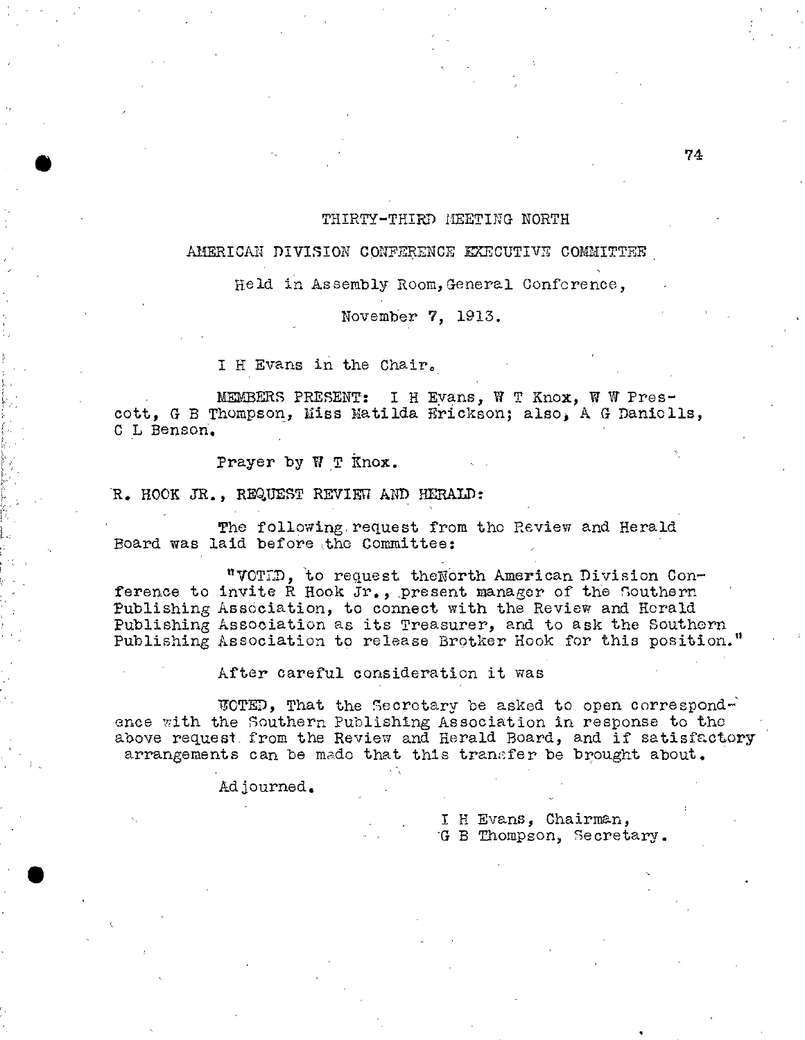# THIRTY-THIRD MEETING NORTH AMERICAN DIVISION CONFERENCE EXECUTIVE COMMITTEE

Held in Assembly Room, General Conference,

November 7, 1913.

I H Evans in the Chair.

MEMBERS PRESENT: I H Evans, W T Knox, W W Prescott, G B Thompson, Miss Matilda Erickson; also, A G Daniells, C L Benson.

Prayer by W T Knox.

**R. HOOK JR., REQUEST REVIEW AND HERALD:**

The following request from the Review and Herald Board was laid before the Committee:

"VOTED, to request theNorth American Division Conference to invite R Hook Jr., present manager of the Southern Publishing Association, to connect with the Review and Herald Publishing Association as its Treasurer, and to ask the Southern Publishing Association to release Brotker Hook for this position."

After careful consideration it was

VOTED, That the Secretary be asked to open correspondence with the Southern Publishing Association in response to the above request from the Review and Herald Board, and if satisfactory arrangements can be made that this transfer be brought about.

Adjourned.

I H Evans, Chairman,
G B Thompson, Secretary.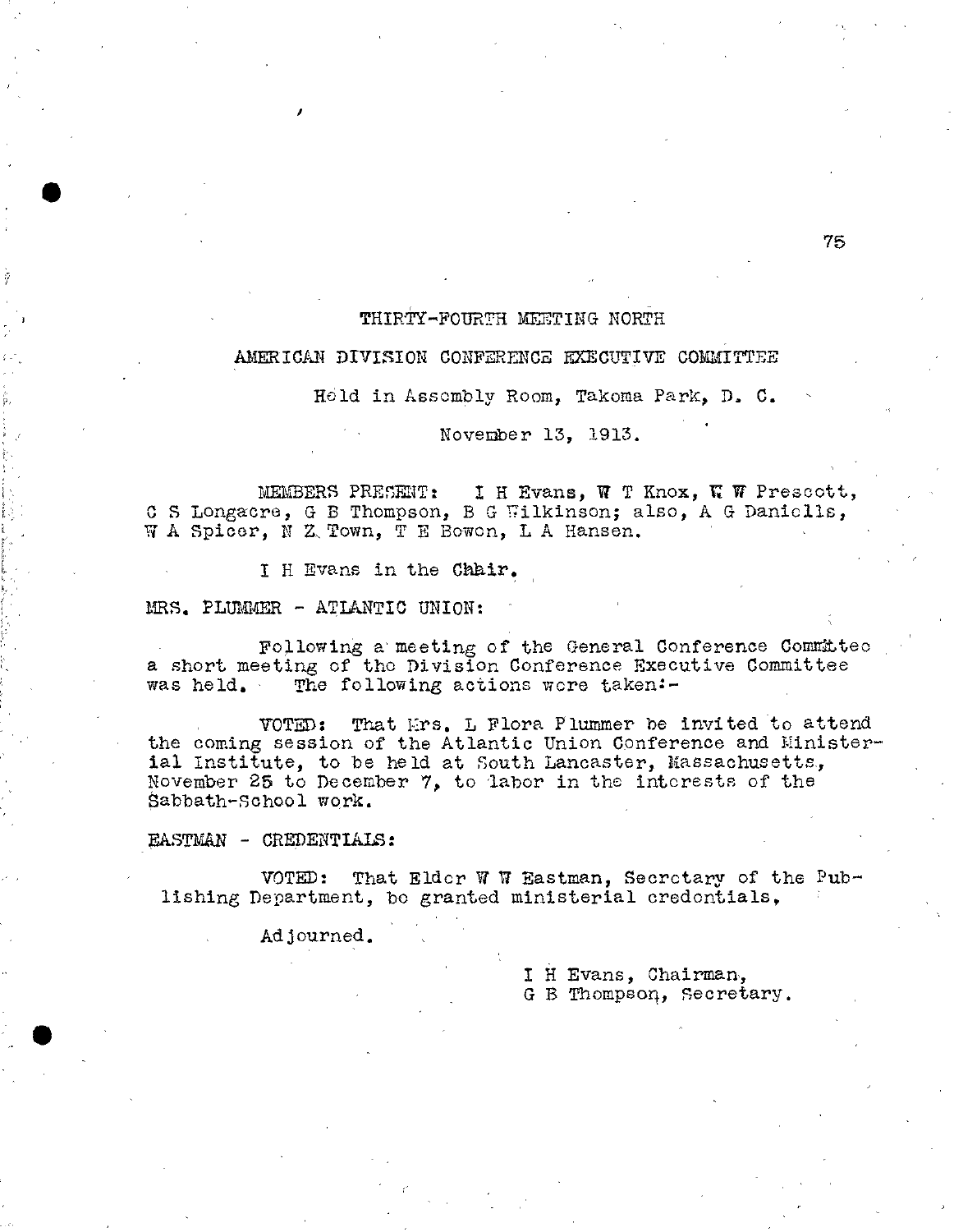# THIRTY-FOURTH MEETING NORTH

## AMERICAN DIVISION CONFERENCE EXECUTIVE COMMITTEE

Held in Assembly Room, Takoma Park, D. C.

November 13, 1913.

MEMBERS PRESENT: I H Evans, W T Knox, W W Prescott, C S Longacre, G B Thompson, B G Wilkinson; also, A G Daniells, W A Spicer, N Z Town, T E Bowen, L A Hansen.

I H Evans in the Chair.

MRS. PLUMMER - ATLANTIC UNION:

Following a meeting of the General Conference Committee a short meeting of the Division Conference Executive Committee was held. The following actions were taken:-

VOTED: That Mrs. L Flora Plummer be invited to attend the coming session of the Atlantic Union Conference and Ministerial Institute, to be held at South Lancaster, Massachusetts, November 25 to December 7, to labor in the interests of the Sabbath-School work.

EASTMAN - CREDENTIALS:

VOTED: That Elder W W Eastman, Secretary of the Publishing Department, be granted ministerial credentials,

Adjourned.

I H Evans, Chairman,
G B Thompson, Secretary.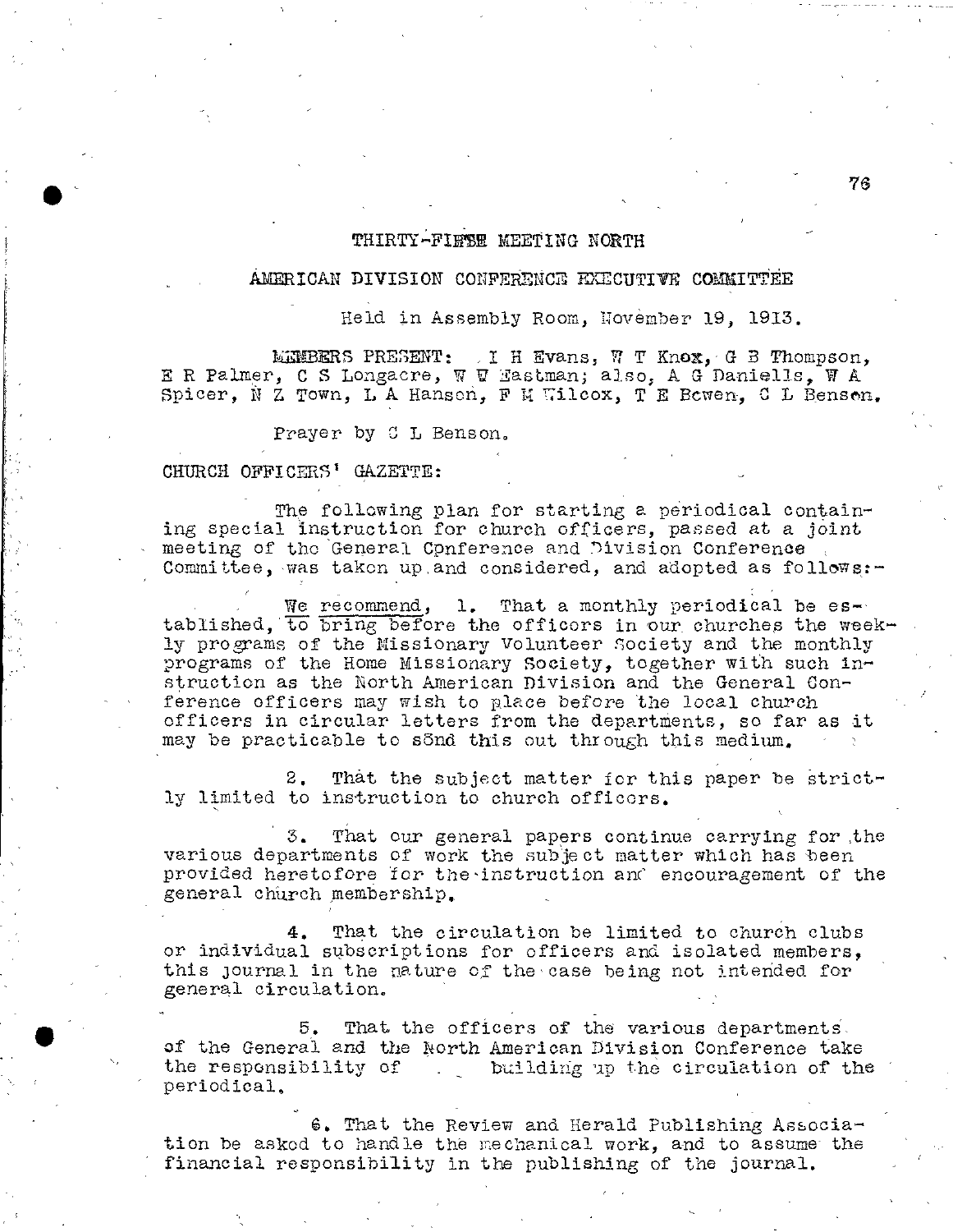# THIRTY-FIFTH MEETING NORTH

## AMERICAN DIVISION CONFERENCE EXECUTIVE COMMITTEE

Held in Assembly Room, November 19, 1913.

MEMBERS PRESENT: I H Evans, W T Knox, G B Thompson, E R Palmer, C S Longacre, W W Eastman; also, A G Daniells, W A Spicer, N Z Town, L A Hanson, F M Wilcox, T E Bowen, C L Benson.

Prayer by C L Benson.

CHURCH OFFICERS' GAZETTE:

The following plan for starting a periodical containing special instruction for church officers, passed at a joint meeting of the General Conference and Division Conference Committee, was taken up and considered, and adopted as follows:-

We recommend, 1. That a monthly periodical be established, to bring before the officers in our churches the weekly programs of the Missionary Volunteer Society and the monthly programs of the Home Missionary Society, together with such instruction as the North American Division and the General Conference officers may wish to place before the local church officers in circular letters from the departments, so far as it may be practicable to send this out through this medium.

2. That the subject matter for this paper be strictly limited to instruction to church officers.

3. That our general papers continue carrying for the various departments of work the subject matter which has been provided heretofore for the instruction and encouragement of the general church membership.

4. That the circulation be limited to church clubs or individual subscriptions for officers and isolated members, this journal in the nature of the case being not intended for general circulation.

5. That the officers of the various departments of the General and the North American Division Conference take the responsibility of building up the circulation of the periodical.

6. That the Review and Herald Publishing Association be asked to handle the mechanical work, and to assume the financial responsibility in the publishing of the journal.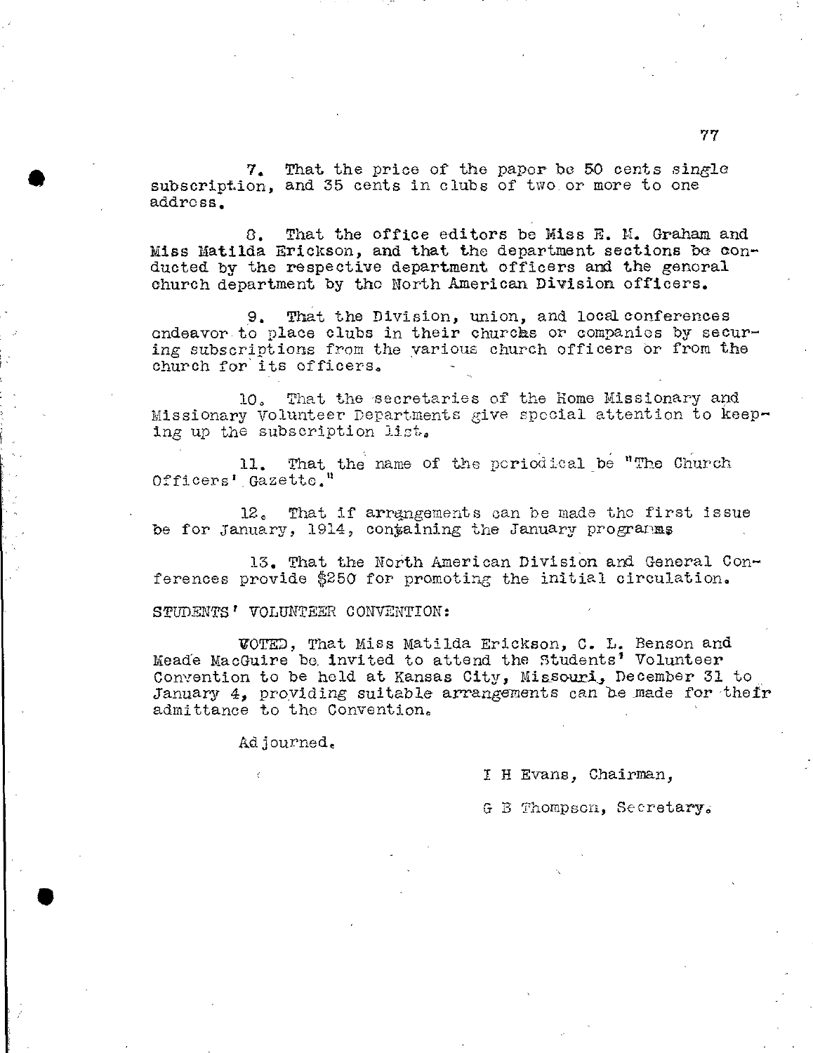7. That the price of the paper be 50 cents single subscription, and 35 cents in clubs of two or more to one address.

8. That the office editors be Miss E. M. Graham and Miss Matilda Erickson, and that the department sections be conducted by the respective department officers and the general church department by the North American Division officers.

9. That the Division, union, and local conferences endeavor to place clubs in their churches or companies by securing subscriptions from the various church officers or from the church for its officers.

10. That the secretaries of the Home Missionary and Missionary Volunteer Departments give special attention to keeping up the subscription list.

11. That the name of the periodical be "The Church Officers' Gazette."

12. That if arrangements can be made the first issue be for January, 1914, containing the January programs

13. That the North American Division and General Conferences provide $250 for promoting the initial circulation.

STUDENTS' VOLUNTEER CONVENTION:

VOTED, That Miss Matilda Erickson, C. L. Benson and Meade MacGuire be invited to attend the Students' Volunteer Convention to be held at Kansas City, Missouri, December 31 to January 4, providing suitable arrangements can be made for their admittance to the Convention.

Adjourned.

I H Evans, Chairman,

G B Thompson, Secretary.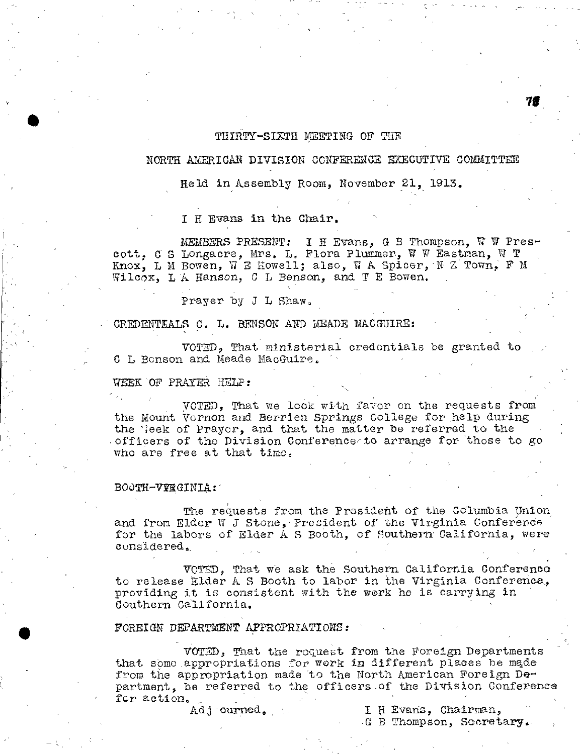THIRTY-SIXTH MEETING OF THE

NORTH AMERICAN DIVISION CONFERENCE EXECUTIVE COMMITTEE

Held in Assembly Room, November 21, 1913.

I H Evans in the Chair.

*MEMBERS PRESENT:* I H Evans, G B Thompson, W W Prescott, C S Longacre, Mrs. L. Flora Plummer, W W Eastman, W T Knox, L M Bowen, W E Howell; also, W A Spicer, N Z Town, F M Wilcox, L A Hanson, C L Benson, and T E Bowen.

Prayer by J L Shaw.

CREDENTEALS C. L. BENSON AND MEADE MACGUIRE:

VOTED, That ministerial credentials be granted to C L Benson and Meade MacGuire.

WEEK OF PRAYER HELP:

VOTED, That we look with favor on the requests from the Mount Vernon and Berrien Springs College for help during the Week of Prayer, and that the matter be referred to the officers of the Division Conference to arrange for those to go who are free at that time.

BOOTH-VIRGINIA:

The requests from the President of the Columbia Union and from Elder W J Stone, President of the Virginia Conference for the labors of Elder A S Booth, of Southern California, were considered.

VOTED, That we ask the Southern California Conference to release Elder A S Booth to labor in the Virginia Conference, providing it is consistent with the work he is carrying in Southern California.

FOREIGN DEPARTMENT APPROPRIATIONS:

VOTED, That the request from the Foreign Departments that some appropriations for work in different places be made from the appropriation made to the North American Foreign Department, be referred to the officers of the Division Conference for action.

Adjourned.

I H Evans, Chairman,
G B Thompson, Secretary.